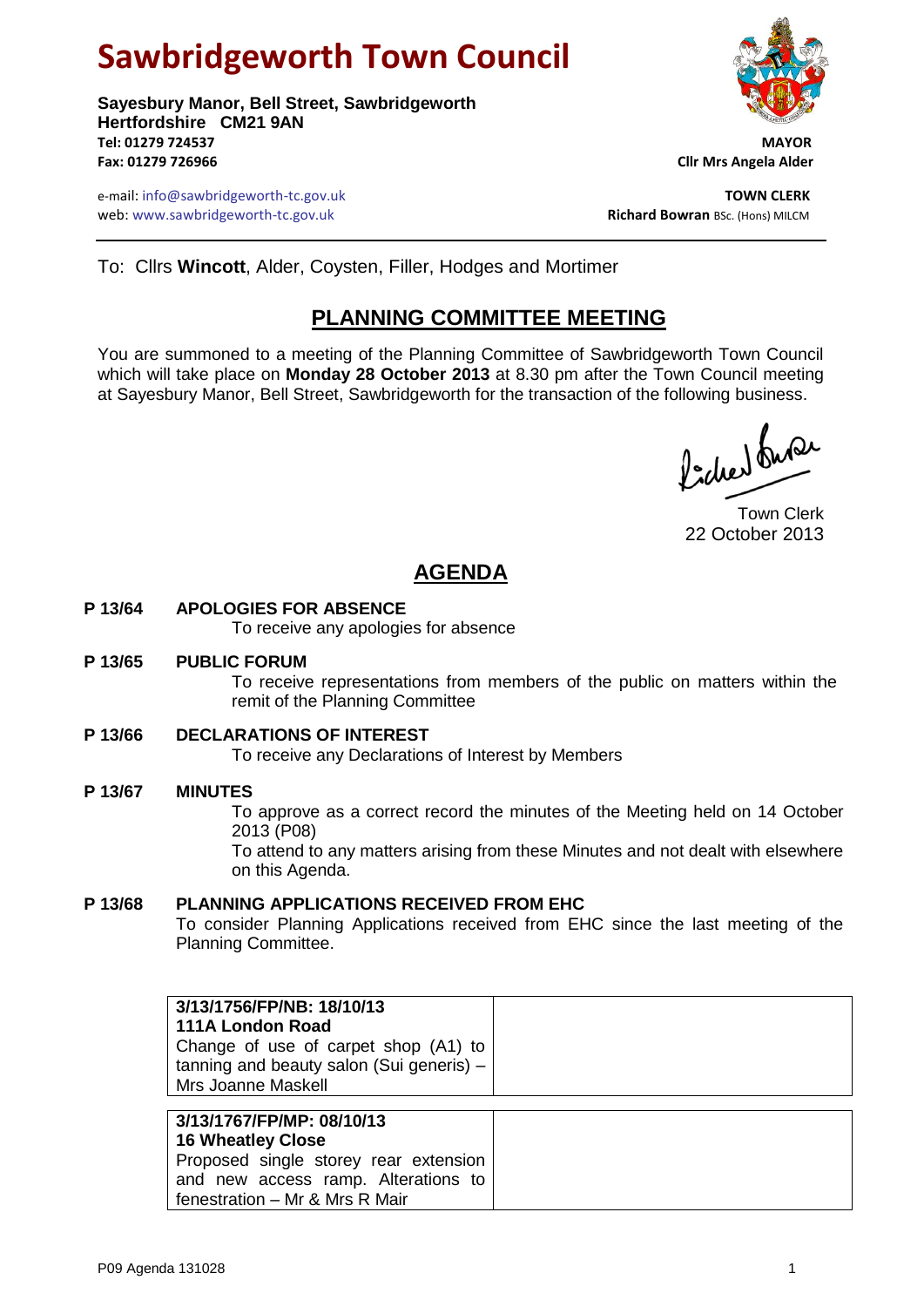# Sawbridgeworth Town Council

**Sayesbury Manor, Bell Street, Sawbridgeworth**
**Hertfordshire CM21 9AN**
**Tel: 01279 724537**
**Fax: 01279 726966**

e-mail: info@sawbridgeworth-tc.gov.uk
web: www.sawbridgeworth-tc.gov.uk

**MAYOR**
**Cllr Mrs Angela Alder**

**TOWN CLERK**
**Richard Bowran** BSc. (Hons) MILCM

To: Cllrs **Wincott**, Alder, Coysten, Filler, Hodges and Mortimer

## PLANNING COMMITTEE MEETING

You are summoned to a meeting of the Planning Committee of Sawbridgeworth Town Council which will take place on **Monday 28 October 2013** at 8.30 pm after the Town Council meeting at Sayesbury Manor, Bell Street, Sawbridgeworth for the transaction of the following business.

Town Clerk
22 October 2013

## AGENDA

**P 13/64 APOLOGIES FOR ABSENCE**
To receive any apologies for absence

**P 13/65 PUBLIC FORUM**
To receive representations from members of the public on matters within the remit of the Planning Committee

**P 13/66 DECLARATIONS OF INTEREST**
To receive any Declarations of Interest by Members

**P 13/67 MINUTES**
To approve as a correct record the minutes of the Meeting held on 14 October 2013 (P08)
To attend to any matters arising from these Minutes and not dealt with elsewhere on this Agenda.

**P 13/68 PLANNING APPLICATIONS RECEIVED FROM EHC**
To consider Planning Applications received from EHC since the last meeting of the Planning Committee.

| | |
|---|---|
| **3/13/1756/FP/NB: 18/10/13**<br>**111A London Road**<br>Change of use of carpet shop (A1) to tanning and beauty salon (Sui generis) – Mrs Joanne Maskell | |

| | |
|---|---|
| **3/13/1767/FP/MP: 08/10/13**<br>**16 Wheatley Close**<br>Proposed single storey rear extension and new access ramp. Alterations to fenestration – Mr & Mrs R Mair | |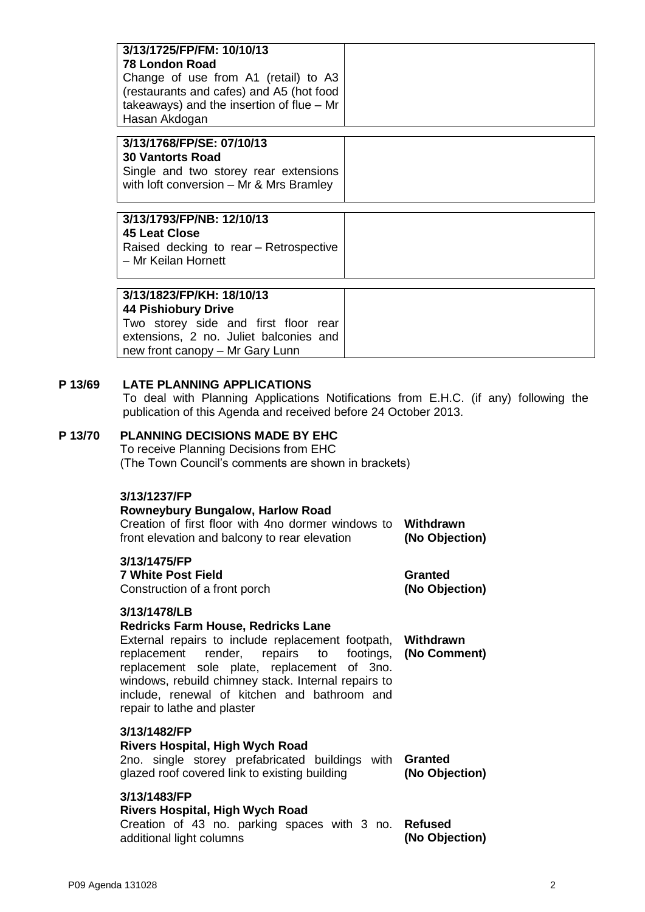| | |
|---|---|
| **3/13/1725/FP/FM: 10/10/13**<br>**78 London Road**<br>Change of use from A1 (retail) to A3 (restaurants and cafes) and A5 (hot food takeaways) and the insertion of flue – Mr Hasan Akdogan | |

| | |
|---|---|
| **3/13/1768/FP/SE: 07/10/13**<br>**30 Vantorts Road**<br>Single and two storey rear extensions with loft conversion – Mr & Mrs Bramley | |

| | |
|---|---|
| **3/13/1793/FP/NB: 12/10/13**<br>**45 Leat Close**<br>Raised decking to rear – Retrospective – Mr Keilan Hornett | |

| | |
|---|---|
| **3/13/1823/FP/KH: 18/10/13**<br>**44 Pishiobury Drive**<br>Two storey side and first floor rear extensions, 2 no. Juliet balconies and new front canopy – Mr Gary Lunn | |

## P 13/69 LATE PLANNING APPLICATIONS

To deal with Planning Applications Notifications from E.H.C. (if any) following the publication of this Agenda and received before 24 October 2013.

## P 13/70 PLANNING DECISIONS MADE BY EHC

To receive Planning Decisions from EHC
(The Town Council's comments are shown in brackets)

**3/13/1237/FP**
**Rowneybury Bungalow, Harlow Road**
Creation of first floor with 4no dormer windows to front elevation and balcony to rear elevation — **Withdrawn (No Objection)**

**3/13/1475/FP**
**7 White Post Field**
Construction of a front porch — **Granted (No Objection)**

**3/13/1478/LB**
**Redricks Farm House, Redricks Lane**
External repairs to include replacement footpath, replacement render, repairs to footings, replacement sole plate, replacement of 3no. windows, rebuild chimney stack. Internal repairs to include, renewal of kitchen and bathroom and repair to lathe and plaster — **Withdrawn (No Comment)**

**3/13/1482/FP**
**Rivers Hospital, High Wych Road**
2no. single storey prefabricated buildings with glazed roof covered link to existing building — **Granted (No Objection)**

**3/13/1483/FP**
**Rivers Hospital, High Wych Road**
Creation of 43 no. parking spaces with 3 no. additional light columns — **Refused (No Objection)**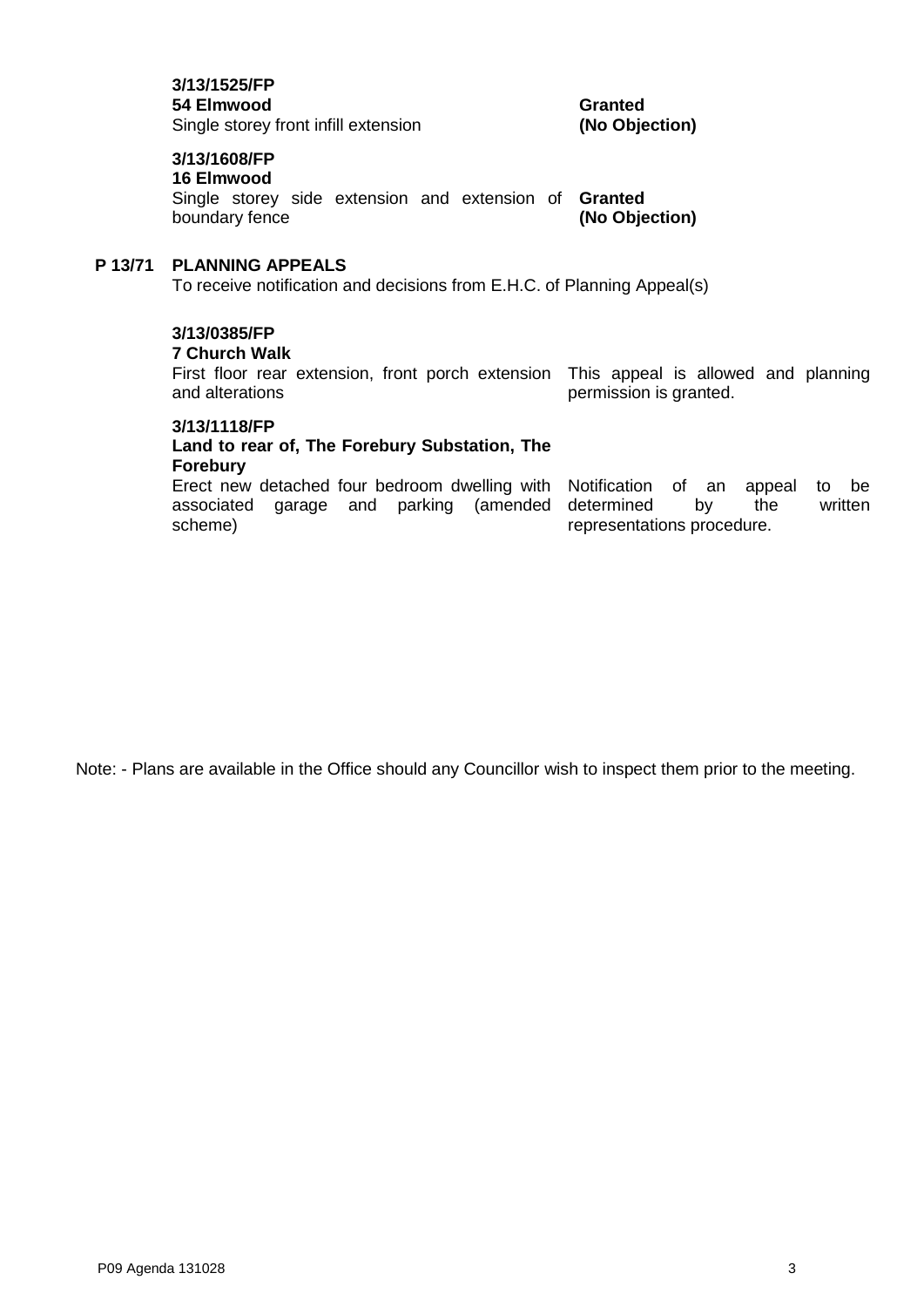**3/13/1525/FP**
**54 Elmwood**
Single storey front infill extension — **Granted (No Objection)**

**3/13/1608/FP**
**16 Elmwood**
Single storey side extension and extension of boundary fence — **Granted (No Objection)**

## P 13/71 PLANNING APPEALS

To receive notification and decisions from E.H.C. of Planning Appeal(s)

**3/13/0385/FP**
**7 Church Walk**
First floor rear extension, front porch extension and alterations — This appeal is allowed and planning permission is granted.

**3/13/1118/FP**
**Land to rear of, The Forebury Substation, The Forebury**
Erect new detached four bedroom dwelling with associated garage and parking (amended scheme) — Notification of an appeal to be determined by the written representations procedure.

Note: - Plans are available in the Office should any Councillor wish to inspect them prior to the meeting.